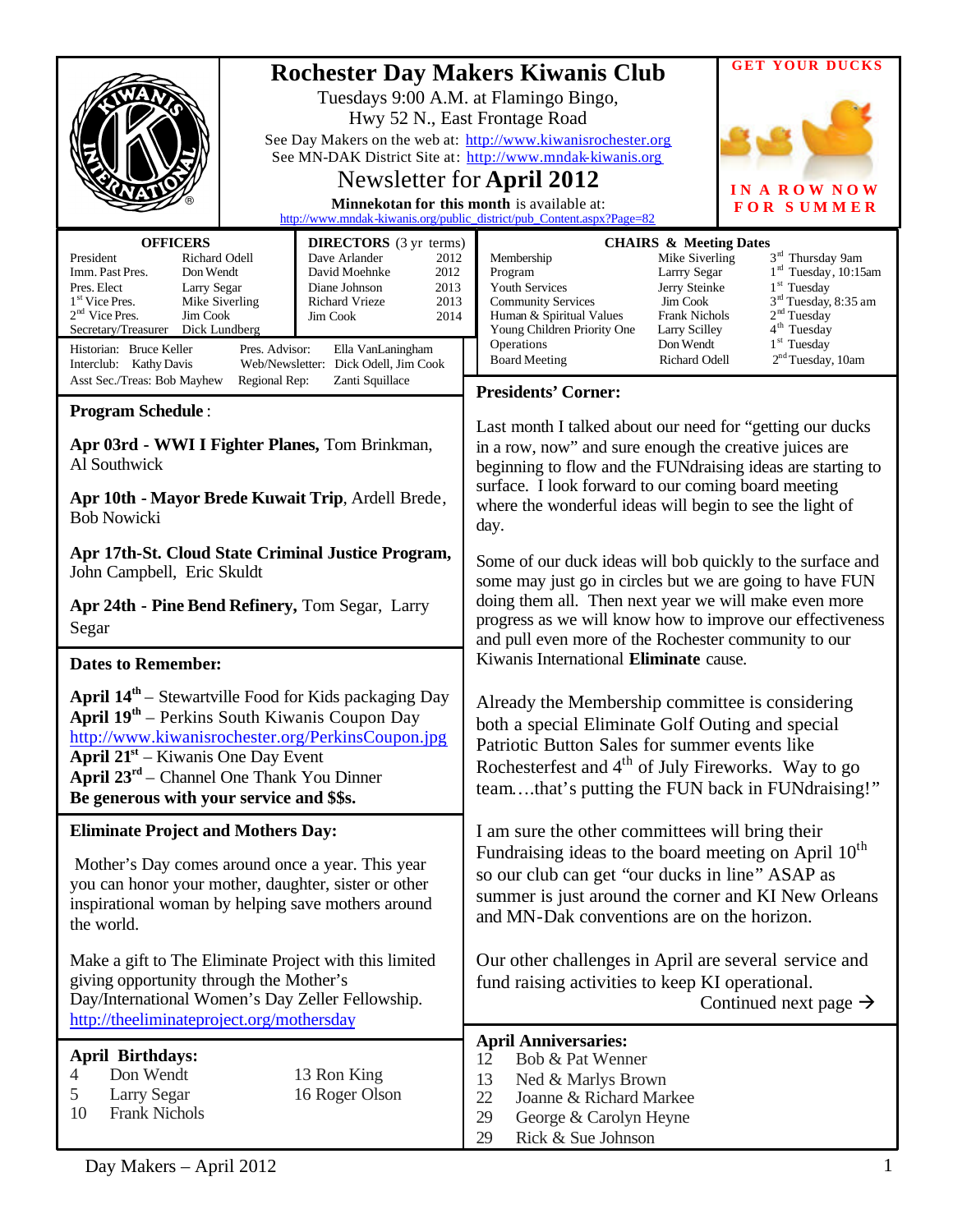# Rochester Day Makers Kiwanis Club

Tuesdays 9:00 A.M. at Flamingo Bingo,
Hwy 52 N., East Frontage Road

See Day Makers on the web at: http://www.kiwanisrochester.org
See MN-DAK District Site at: http://www.mndak-kiwanis.org

## Newsletter for April 2012

**Minnekotan for this month** is available at:
http://www.mndak-kiwanis.org/public_district/pub_Content.aspx?Page=82

**GET YOUR DUCKS**

**IN A ROW NOW FOR SUMMER**

| OFFICERS | | DIRECTORS (3 yr terms) | |
|---|---|---|---|
| President | Richard Odell | Dave Arlander | 2012 |
| Imm. Past Pres. | Don Wendt | David Moehnke | 2012 |
| Pres. Elect | Larry Segar | Diane Johnson | 2013 |
| 1st Vice Pres. | Mike Siverling | Richard Vrieze | 2013 |
| 2nd Vice Pres. | Jim Cook | Jim Cook | 2014 |
| Secretary/Treasurer | Dick Lundberg | | |

Historian: Bruce Keller — Pres. Advisor: Ella VanLaningham
Interclub: Kathy Davis — Web/Newsletter: Dick Odell, Jim Cook
Asst Sec./Treas: Bob Mayhew — Regional Rep: Zanti Squillace

| CHAIRS & Meeting Dates | | |
|---|---|---|
| Membership | Mike Siverling | 3rd Thursday 9am |
| Program | Larrry Segar | 1st Tuesday, 10:15am |
| Youth Services | Jerry Steinke | 1st Tuesday |
| Community Services | Jim Cook | 3rd Tuesday, 8:35 am |
| Human & Spiritual Values | Frank Nichols | 2nd Tuesday |
| Young Children Priority One | Larry Scilley | 4th Tuesday |
| Operations | Don Wendt | 1st Tuesday |
| Board Meeting | Richard Odell | 2nd Tuesday, 10am |

### Program Schedule:

**Apr 03rd - WWI I Fighter Planes,** Tom Brinkman, Al Southwick

**Apr 10th - Mayor Brede Kuwait Trip**, Ardell Brede, Bob Nowicki

**Apr 17th-St. Cloud State Criminal Justice Program,** John Campbell, Eric Skuldt

**Apr 24th - Pine Bend Refinery,** Tom Segar, Larry Segar

### Dates to Remember:

**April 14th** – Stewartville Food for Kids packaging Day
**April 19th** – Perkins South Kiwanis Coupon Day
http://www.kiwanisrochester.org/PerkinsCoupon.jpg
**April 21st** – Kiwanis One Day Event
**April 23rd** – Channel One Thank You Dinner
**Be generous with your service and $$s.**

### Eliminate Project and Mothers Day:

Mother's Day comes around once a year. This year you can honor your mother, daughter, sister or other inspirational woman by helping save mothers around the world.

Make a gift to The Eliminate Project with this limited giving opportunity through the Mother's Day/International Women's Day Zeller Fellowship.
http://theeliminateproject.org/mothersday

### April Birthdays:

- 4 Don Wendt
- 5 Larry Segar
- 10 Frank Nichols
- 13 Ron King
- 16 Roger Olson

### Presidents' Corner:

Last month I talked about our need for "getting our ducks in a row, now" and sure enough the creative juices are beginning to flow and the FUNdraising ideas are starting to surface. I look forward to our coming board meeting where the wonderful ideas will begin to see the light of day.

Some of our duck ideas will bob quickly to the surface and some may just go in circles but we are going to have FUN doing them all. Then next year we will make even more progress as we will know how to improve our effectiveness and pull even more of the Rochester community to our Kiwanis International **Eliminate** cause.

Already the Membership committee is considering both a special Eliminate Golf Outing and special Patriotic Button Sales for summer events like Rochesterfest and 4th of July Fireworks. Way to go team….that's putting the FUN back in FUNdraising!"

I am sure the other committees will bring their Fundraising ideas to the board meeting on April 10th so our club can get "our ducks in line" ASAP as summer is just around the corner and KI New Orleans and MN-Dak conventions are on the horizon.

Our other challenges in April are several service and fund raising activities to keep KI operational.

Continued next page →

### April Anniversaries:

- 12 Bob & Pat Wenner
- 13 Ned & Marlys Brown
- 22 Joanne & Richard Markee
- 29 George & Carolyn Heyne
- 29 Rick & Sue Johnson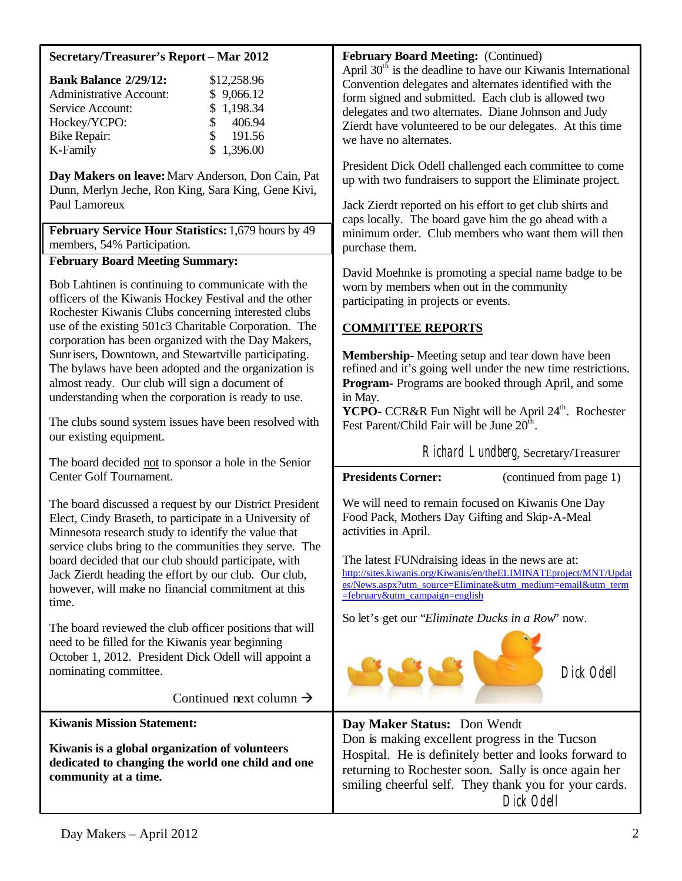**Secretary/Treasurer's Report – Mar 2012**

| | |
|---|---|
| **Bank Balance 2/29/12:** | $12,258.96 |
| Administrative Account: | $ 9,066.12 |
| Service Account: | $ 1,198.34 |
| Hockey/YCPO: | $ 406.94 |
| Bike Repair: | $ 191.56 |
| K-Family | $ 1,396.00 |

**Day Makers on leave:** Marv Anderson, Don Cain, Pat Dunn, Merlyn Jeche, Ron King, Sara King, Gene Kivi, Paul Lamoreux

**February Service Hour Statistics:** 1,679 hours by 49 members, 54% Participation.

**February Board Meeting Summary:**

Bob Lahtinen is continuing to communicate with the officers of the Kiwanis Hockey Festival and the other Rochester Kiwanis Clubs concerning interested clubs use of the existing 501c3 Charitable Corporation. The corporation has been organized with the Day Makers, Sunrisers, Downtown, and Stewartville participating. The bylaws have been adopted and the organization is almost ready. Our club will sign a document of understanding when the corporation is ready to use.

The clubs sound system issues have been resolved with our existing equipment.

The board decided not to sponsor a hole in the Senior Center Golf Tournament.

The board discussed a request by our District President Elect, Cindy Braseth, to participate in a University of Minnesota research study to identify the value that service clubs bring to the communities they serve. The board decided that our club should participate, with Jack Zierdt heading the effort by our club. Our club, however, will make no financial commitment at this time.

The board reviewed the club officer positions that will need to be filled for the Kiwanis year beginning October 1, 2012. President Dick Odell will appoint a nominating committee.

Continued next column →

**February Board Meeting:** (Continued)

April 30th is the deadline to have our Kiwanis International Convention delegates and alternates identified with the form signed and submitted. Each club is allowed two delegates and two alternates. Diane Johnson and Judy Zierdt have volunteered to be our delegates. At this time we have no alternates.

President Dick Odell challenged each committee to come up with two fundraisers to support the Eliminate project.

Jack Zierdt reported on his effort to get club shirts and caps locally. The board gave him the go ahead with a minimum order. Club members who want them will then purchase them.

David Moehnke is promoting a special name badge to be worn by members when out in the community participating in projects or events.

**COMMITTEE REPORTS**

**Membership-** Meeting setup and tear down have been refined and it's going well under the new time restrictions.
**Program-** Programs are booked through April, and some in May.
**YCPO-** CCR&R Fun Night will be April 24th. Rochester Fest Parent/Child Fair will be June 20th.

Richard Lundberg, Secretary/Treasurer

**Presidents Corner:** (continued from page 1)

We will need to remain focused on Kiwanis One Day Food Pack, Mothers Day Gifting and Skip-A-Meal activities in April.

The latest FUNdraising ideas in the news are at:
http://sites.kiwanis.org/Kiwanis/en/theELIMINATEproject/MNT/Updates/News.aspx?utm_source=Eliminate&utm_medium=email&utm_term=february&utm_campaign=english

So let's get our "*Eliminate Ducks in a Row*" now.

Dick Odell

**Kiwanis Mission Statement:**

**Kiwanis is a global organization of volunteers dedicated to changing the world one child and one community at a time.**

**Day Maker Status:** Don Wendt
Don is making excellent progress in the Tucson Hospital. He is definitely better and looks forward to returning to Rochester soon. Sally is once again her smiling cheerful self. They thank you for your cards.

Dick Odell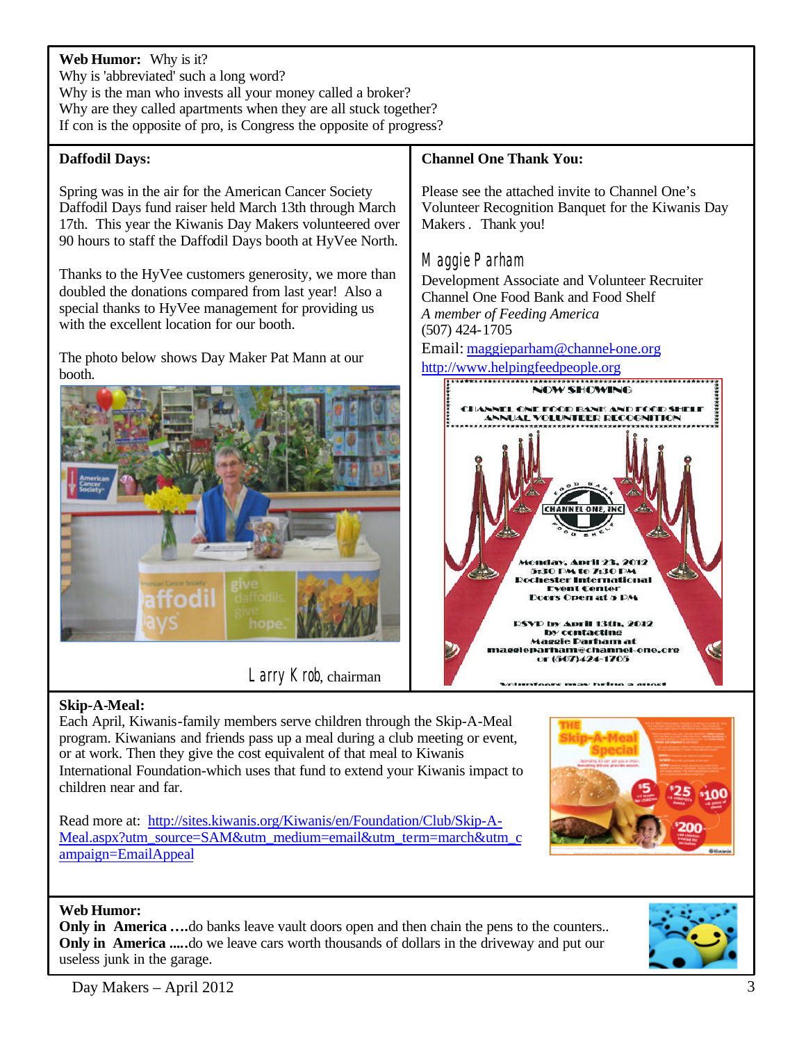**Web Humor:** Why is it?
Why is 'abbreviated' such a long word?
Why is the man who invests all your money called a broker?
Why are they called apartments when they are all stuck together?
If con is the opposite of pro, is Congress the opposite of progress?

**Daffodil Days:**

Spring was in the air for the American Cancer Society Daffodil Days fund raiser held March 13th through March 17th. This year the Kiwanis Day Makers volunteered over 90 hours to staff the Daffodil Days booth at HyVee North.

Thanks to the HyVee customers generosity, we more than doubled the donations compared from last year! Also a special thanks to HyVee management for providing us with the excellent location for our booth.

The photo below shows Day Maker Pat Mann at our booth.

Larry Krob, chairman

**Channel One Thank You:**

Please see the attached invite to Channel One's Volunteer Recognition Banquet for the Kiwanis Day Makers. Thank you!

Maggie Parham
Development Associate and Volunteer Recruiter
Channel One Food Bank and Food Shelf
*A member of Feeding America*
(507) 424-1705
Email: maggieparham@channel-one.org
http://www.helpingfeedpeople.org

NOW SHOWING

CHANNEL ONE FOOD BANK AND FOOD SHELF
ANNUAL VOLUNTEER RECOGNITION

CHANNEL ONE, INC
FOOD BANK FOOD SHELF

Monday, April 23, 2012
5:30 PM to 7:30 PM
Rochester International
Event Center
Doors Open at 5 PM

RSVP by April 13th, 2012
by contacting
Maggie Parham at
maggieparham@channel-one.org
or (507)424-1705

Volunteers may bring a guest

**Skip-A-Meal:**
Each April, Kiwanis-family members serve children through the Skip-A-Meal program. Kiwanians and friends pass up a meal during a club meeting or event, or at work. Then they give the cost equivalent of that meal to Kiwanis International Foundation-which uses that fund to extend your Kiwanis impact to children near and far.

Read more at: http://sites.kiwanis.org/Kiwanis/en/Foundation/Club/Skip-A-Meal.aspx?utm_source=SAM&utm_medium=email&utm_term=march&utm_campaign=EmailAppeal

**Web Humor:**
**Only in America ….**do banks leave vault doors open and then chain the pens to the counters..
**Only in America …..**do we leave cars worth thousands of dollars in the driveway and put our useless junk in the garage.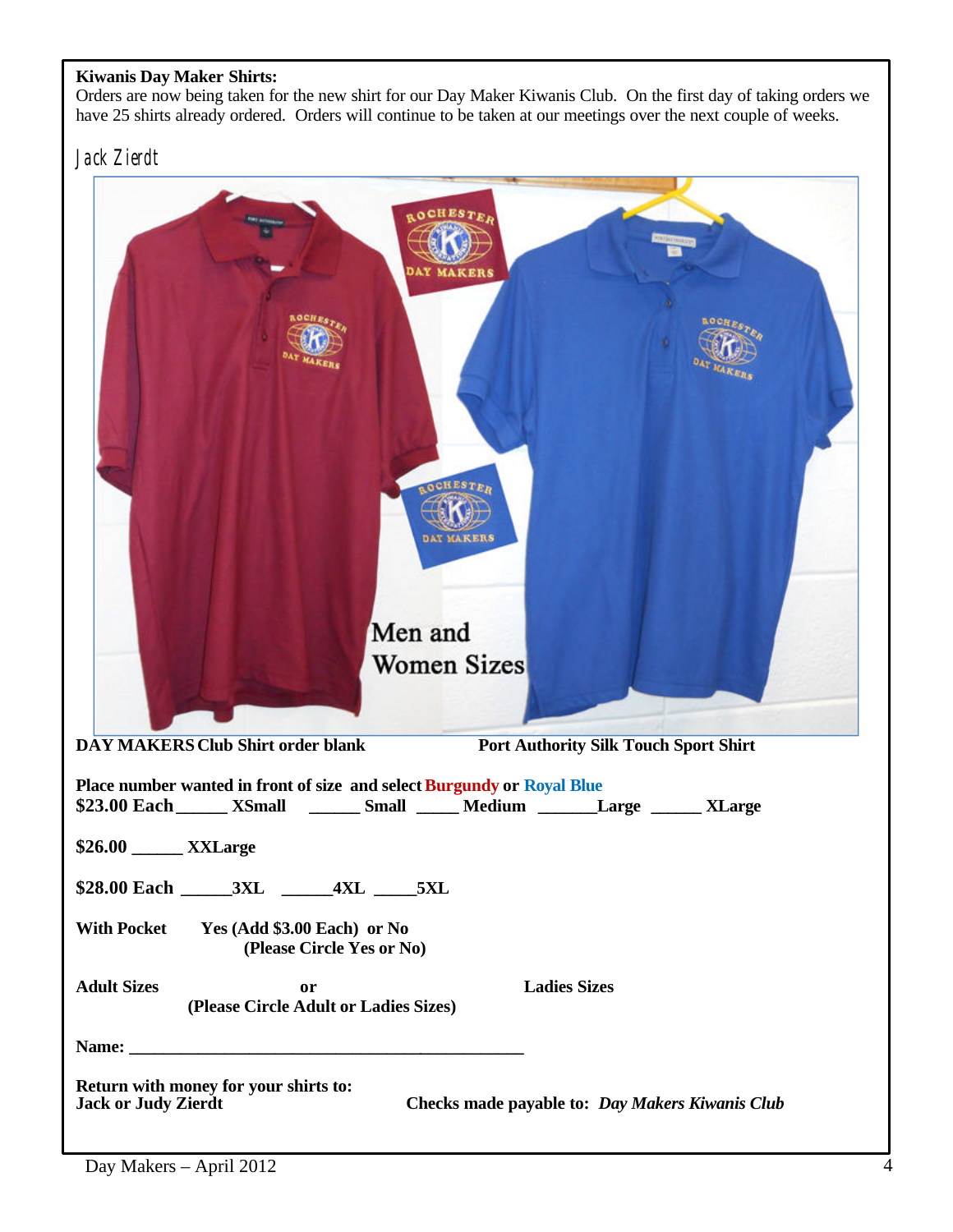**Kiwanis Day Maker Shirts:**
Orders are now being taken for the new shirt for our Day Maker Kiwanis Club. On the first day of taking orders we have 25 shirts already ordered. Orders will continue to be taken at our meetings over the next couple of weeks.

Jack Zierdt

Men and Women Sizes

**DAY MAKERS Club Shirt order blank** **Port Authority Silk Touch Sport Shirt**

**Place number wanted in front of size and select Burgundy or Royal Blue**
**$23.00 Each______ XSmall ______ Small _____ Medium _______Large ______ XLarge**

**$26.00 ______ XXLarge**

**$28.00 Each ______3XL ______4XL _____5XL**

**With Pocket Yes (Add $3.00 Each) or No**
**(Please Circle Yes or No)**

**Adult Sizes or Ladies Sizes**
**(Please Circle Adult or Ladies Sizes)**

**Name: ________________________________________________**

**Return with money for your shirts to:**
**Jack or Judy Zierdt** **Checks made payable to:** ***Day Makers Kiwanis Club***